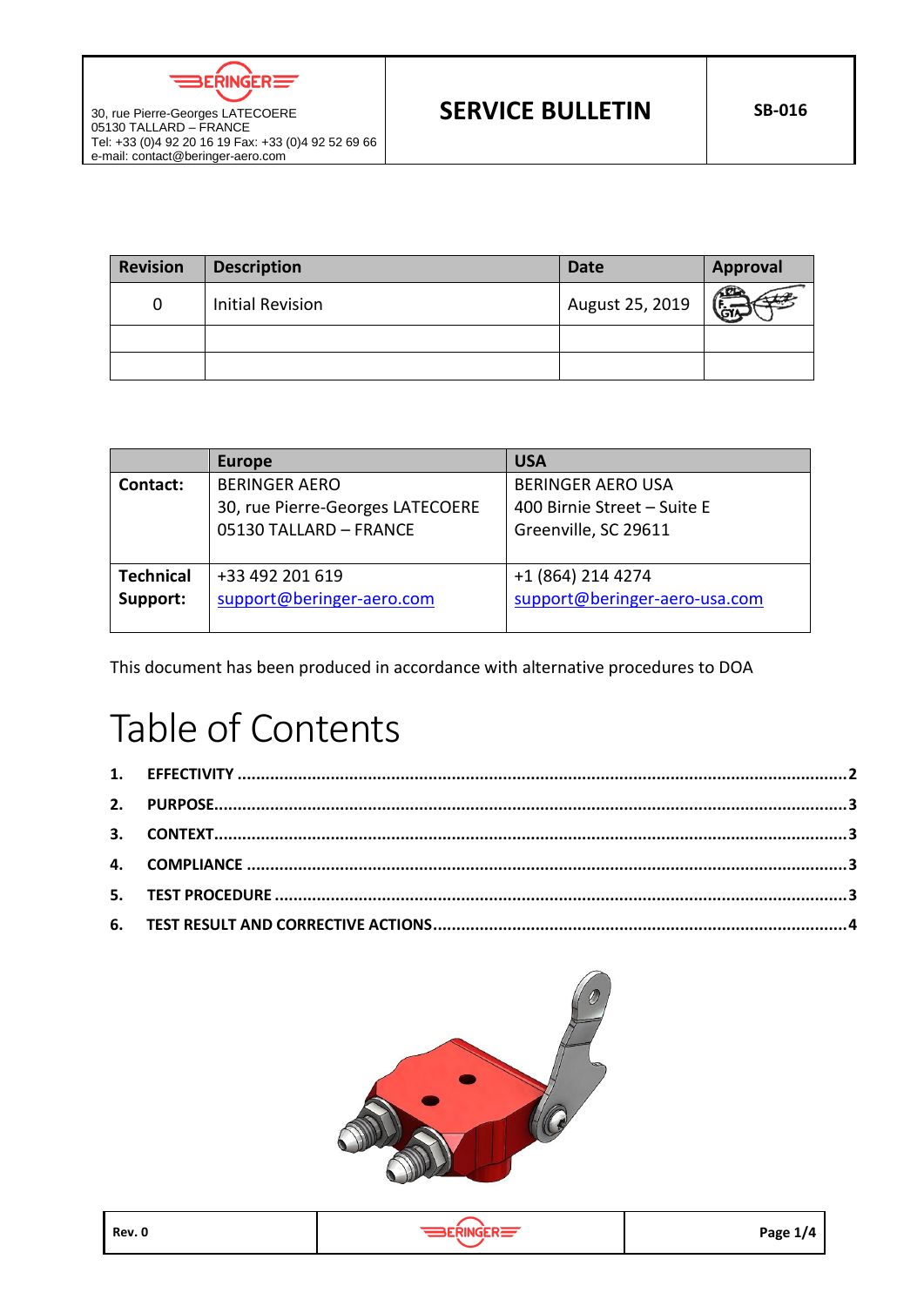BERINGER

30, rue Pierre-Georges LATECOERE
05130 TALLARD – FRANCE
Tel: +33 (0)4 92 20 16 19 Fax: +33 (0)4 92 52 69 66
e-mail: contact@beringer-aero.com

# SERVICE BULLETIN

**SB-016**

| Revision | Description | Date | Approval |
|---|---|---|---|
| 0 | Initial Revision | August 25, 2019 | |
| | | | |
| | | | |

| | Europe | USA |
|---|---|---|
| **Contact:** | BERINGER AERO<br>30, rue Pierre-Georges LATECOERE<br>05130 TALLARD – FRANCE | BERINGER AERO USA<br>400 Birnie Street – Suite E<br>Greenville, SC 29611 |
| **Technical Support:** | +33 492 201 619<br>support@beringer-aero.com | +1 (864) 214 4274<br>support@beringer-aero-usa.com |

This document has been produced in accordance with alternative procedures to DOA

# Table of Contents

1. **EFFECTIVITY** ..... 2
2. **PURPOSE** ..... 3
3. **CONTEXT** ..... 3
4. **COMPLIANCE** ..... 3
5. **TEST PROCEDURE** ..... 3
6. **TEST RESULT AND CORRECTIVE ACTIONS** ..... 4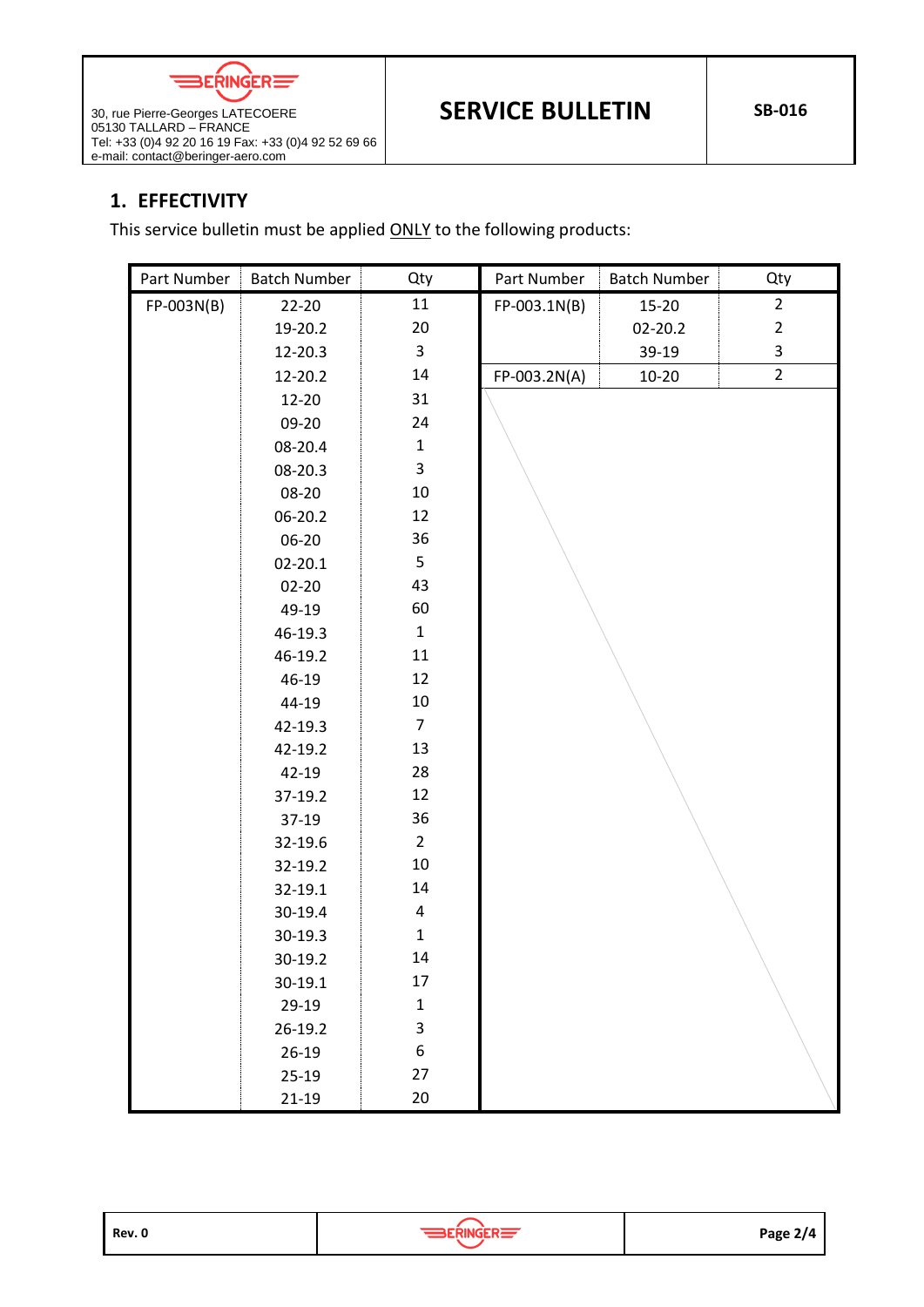## 1. EFFECTIVITY

This service bulletin must be applied ONLY to the following products:

| Part Number | Batch Number | Qty | Part Number | Batch Number | Qty |
|---|---|---|---|---|---|
| FP-003N(B) | 22-20 | 11 | FP-003.1N(B) | 15-20 | 2 |
| | 19-20.2 | 20 | | 02-20.2 | 2 |
| | 12-20.3 | 3 | | 39-19 | 3 |
| | 12-20.2 | 14 | FP-003.2N(A) | 10-20 | 2 |
| | 12-20 | 31 | | | |
| | 09-20 | 24 | | | |
| | 08-20.4 | 1 | | | |
| | 08-20.3 | 3 | | | |
| | 08-20 | 10 | | | |
| | 06-20.2 | 12 | | | |
| | 06-20 | 36 | | | |
| | 02-20.1 | 5 | | | |
| | 02-20 | 43 | | | |
| | 49-19 | 60 | | | |
| | 46-19.3 | 1 | | | |
| | 46-19.2 | 11 | | | |
| | 46-19 | 12 | | | |
| | 44-19 | 10 | | | |
| | 42-19.3 | 7 | | | |
| | 42-19.2 | 13 | | | |
| | 42-19 | 28 | | | |
| | 37-19.2 | 12 | | | |
| | 37-19 | 36 | | | |
| | 32-19.6 | 2 | | | |
| | 32-19.2 | 10 | | | |
| | 32-19.1 | 14 | | | |
| | 30-19.4 | 4 | | | |
| | 30-19.3 | 1 | | | |
| | 30-19.2 | 14 | | | |
| | 30-19.1 | 17 | | | |
| | 29-19 | 1 | | | |
| | 26-19.2 | 3 | | | |
| | 26-19 | 6 | | | |
| | 25-19 | 27 | | | |
| | 21-19 | 20 | | | |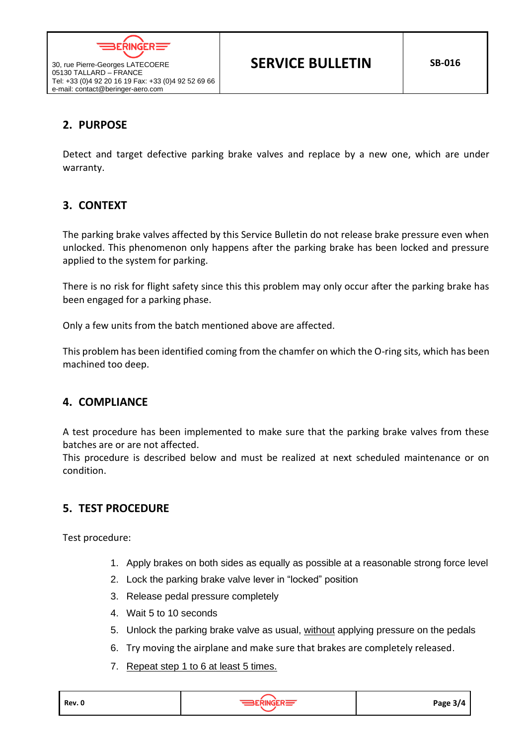## 2. PURPOSE

Detect and target defective parking brake valves and replace by a new one, which are under warranty.

## 3. CONTEXT

The parking brake valves affected by this Service Bulletin do not release brake pressure even when unlocked. This phenomenon only happens after the parking brake has been locked and pressure applied to the system for parking.

There is no risk for flight safety since this this problem may only occur after the parking brake has been engaged for a parking phase.

Only a few units from the batch mentioned above are affected.

This problem has been identified coming from the chamfer on which the O-ring sits, which has been machined too deep.

## 4. COMPLIANCE

A test procedure has been implemented to make sure that the parking brake valves from these batches are or are not affected.
This procedure is described below and must be realized at next scheduled maintenance or on condition.

## 5. TEST PROCEDURE

Test procedure:

1. Apply brakes on both sides as equally as possible at a reasonable strong force level
2. Lock the parking brake valve lever in “locked” position
3. Release pedal pressure completely
4. Wait 5 to 10 seconds
5. Unlock the parking brake valve as usual, <u>without</u> applying pressure on the pedals
6. Try moving the airplane and make sure that brakes are completely released.
7. <u>Repeat step 1 to 6 at least 5 times.</u>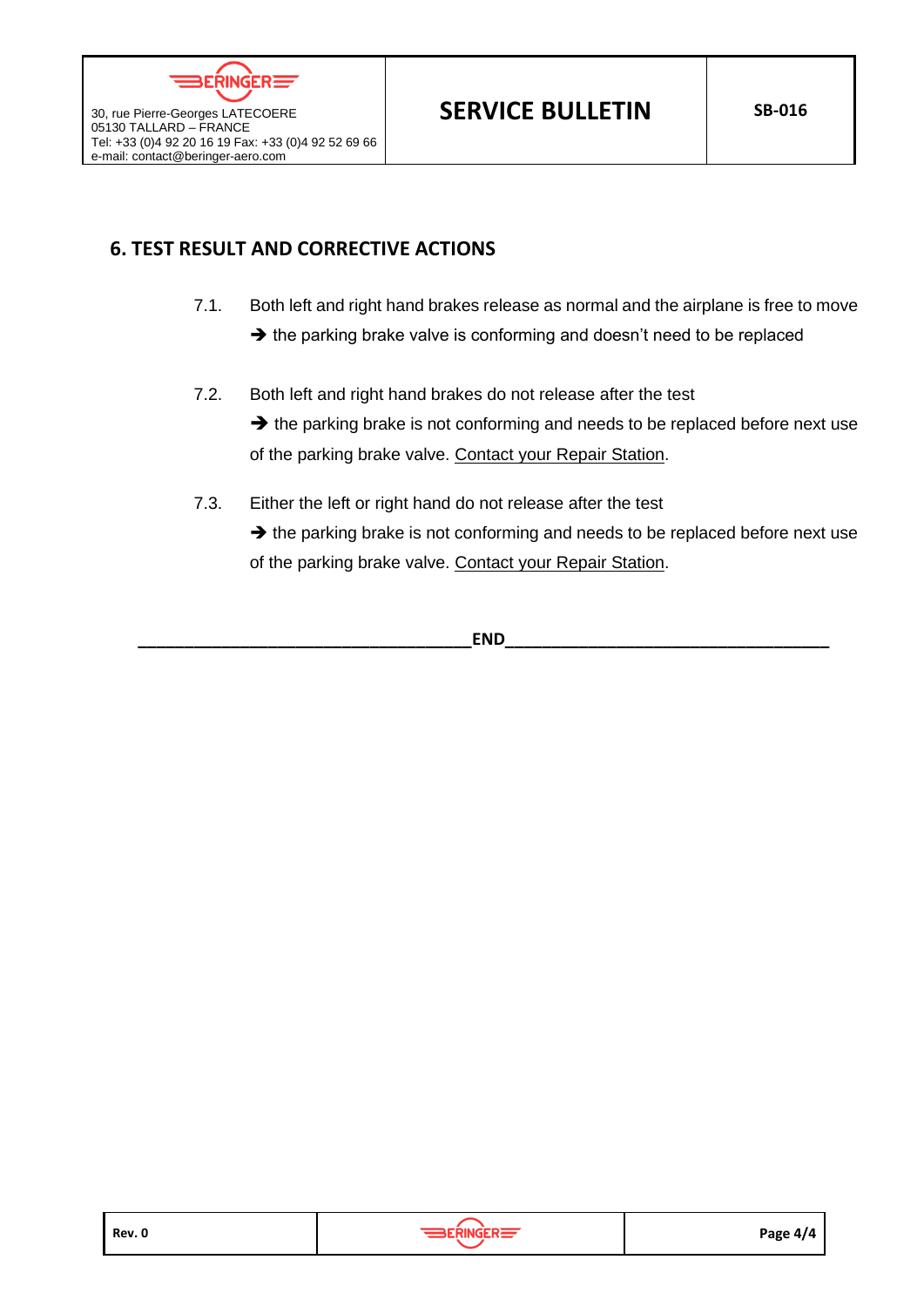## 6. TEST RESULT AND CORRECTIVE ACTIONS

7.1. Both left and right hand brakes release as normal and the airplane is free to move
→ the parking brake valve is conforming and doesn't need to be replaced

7.2. Both left and right hand brakes do not release after the test
→ the parking brake is not conforming and needs to be replaced before next use of the parking brake valve. Contact your Repair Station.

7.3. Either the left or right hand do not release after the test
→ the parking brake is not conforming and needs to be replaced before next use of the parking brake valve. Contact your Repair Station.

___________________________________END___________________________________